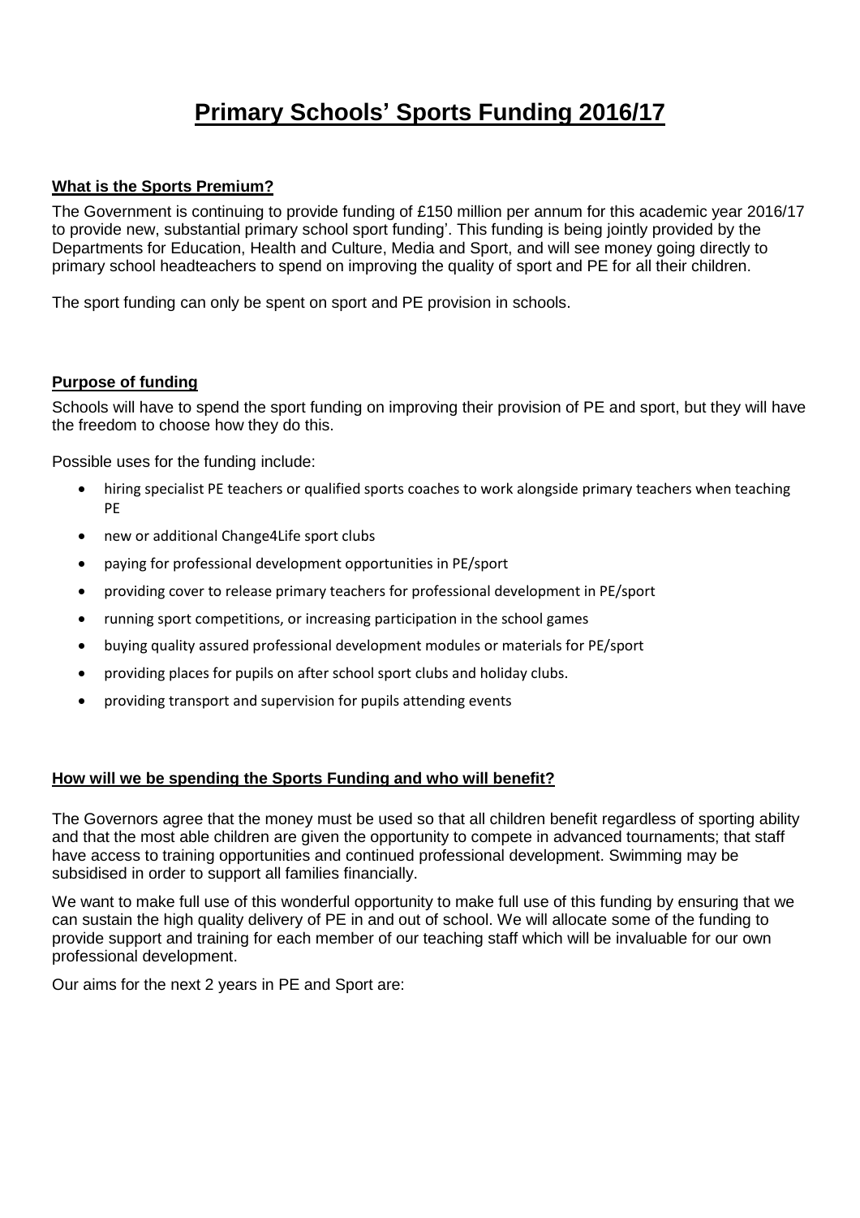# Primary Schools' Sports Funding 2016/17

## What is the Sports Premium?

The Government is continuing to provide funding of £150 million per annum for this academic year 2016/17 to provide new, substantial primary school sport funding'. This funding is being jointly provided by the Departments for Education, Health and Culture, Media and Sport, and will see money going directly to primary school headteachers to spend on improving the quality of sport and PE for all their children.

The sport funding can only be spent on sport and PE provision in schools.

## Purpose of funding

Schools will have to spend the sport funding on improving their provision of PE and sport, but they will have the freedom to choose how they do this.

Possible uses for the funding include:

- hiring specialist PE teachers or qualified sports coaches to work alongside primary teachers when teaching PE
- new or additional Change4Life sport clubs
- paying for professional development opportunities in PE/sport
- providing cover to release primary teachers for professional development in PE/sport
- running sport competitions, or increasing participation in the school games
- buying quality assured professional development modules or materials for PE/sport
- providing places for pupils on after school sport clubs and holiday clubs.
- providing transport and supervision for pupils attending events

## How will we be spending the Sports Funding and who will benefit?

The Governors agree that the money must be used so that all children benefit regardless of sporting ability and that the most able children are given the opportunity to compete in advanced tournaments; that staff have access to training opportunities and continued professional development. Swimming may be subsidised in order to support all families financially.

We want to make full use of this wonderful opportunity to make full use of this funding by ensuring that we can sustain the high quality delivery of PE in and out of school. We will allocate some of the funding to provide support and training for each member of our teaching staff which will be invaluable for our own professional development.

Our aims for the next 2 years in PE and Sport are: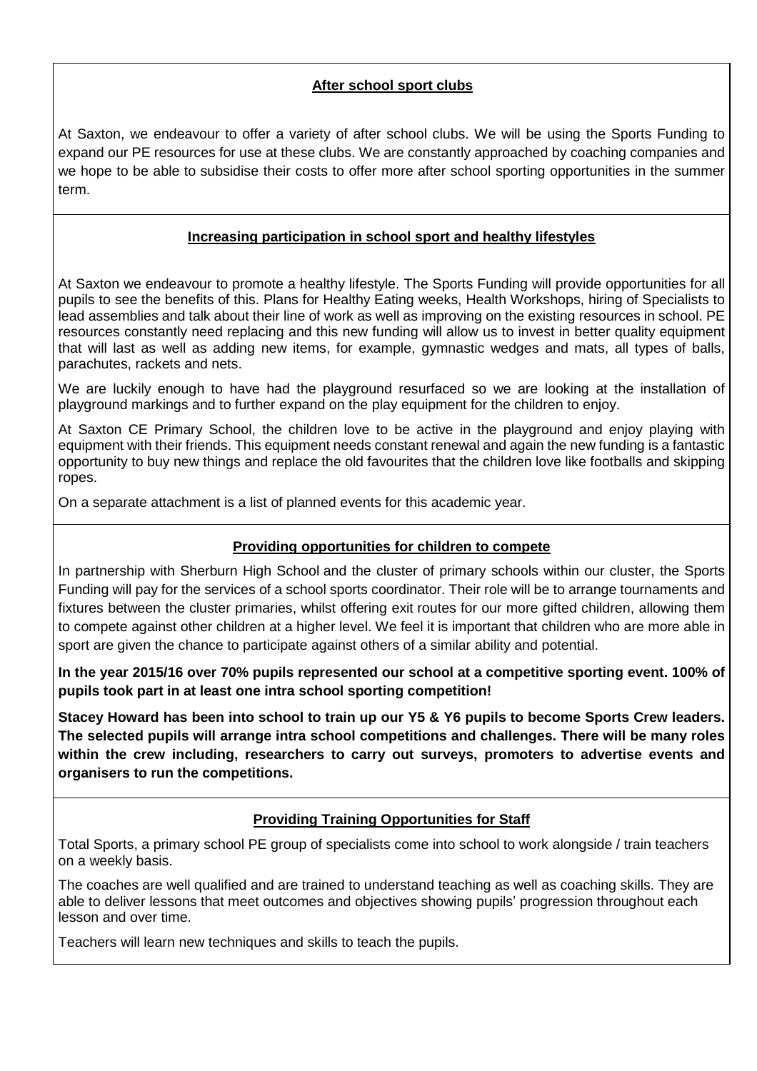## After school sport clubs

At Saxton, we endeavour to offer a variety of after school clubs. We will be using the Sports Funding to expand our PE resources for use at these clubs. We are constantly approached by coaching companies and we hope to be able to subsidise their costs to offer more after school sporting opportunities in the summer term.

## Increasing participation in school sport and healthy lifestyles

At Saxton we endeavour to promote a healthy lifestyle. The Sports Funding will provide opportunities for all pupils to see the benefits of this. Plans for Healthy Eating weeks, Health Workshops, hiring of Specialists to lead assemblies and talk about their line of work as well as improving on the existing resources in school. PE resources constantly need replacing and this new funding will allow us to invest in better quality equipment that will last as well as adding new items, for example, gymnastic wedges and mats, all types of balls, parachutes, rackets and nets.

We are luckily enough to have had the playground resurfaced so we are looking at the installation of playground markings and to further expand on the play equipment for the children to enjoy.

At Saxton CE Primary School, the children love to be active in the playground and enjoy playing with equipment with their friends. This equipment needs constant renewal and again the new funding is a fantastic opportunity to buy new things and replace the old favourites that the children love like footballs and skipping ropes.

On a separate attachment is a list of planned events for this academic year.

## Providing opportunities for children to compete

In partnership with Sherburn High School and the cluster of primary schools within our cluster, the Sports Funding will pay for the services of a school sports coordinator. Their role will be to arrange tournaments and fixtures between the cluster primaries, whilst offering exit routes for our more gifted children, allowing them to compete against other children at a higher level. We feel it is important that children who are more able in sport are given the chance to participate against others of a similar ability and potential.

**In the year 2015/16 over 70% pupils represented our school at a competitive sporting event. 100% of pupils took part in at least one intra school sporting competition!**

**Stacey Howard has been into school to train up our Y5 & Y6 pupils to become Sports Crew leaders. The selected pupils will arrange intra school competitions and challenges. There will be many roles within the crew including, researchers to carry out surveys, promoters to advertise events and organisers to run the competitions.**

## Providing Training Opportunities for Staff

Total Sports, a primary school PE group of specialists come into school to work alongside / train teachers on a weekly basis.

The coaches are well qualified and are trained to understand teaching as well as coaching skills. They are able to deliver lessons that meet outcomes and objectives showing pupils' progression throughout each lesson and over time.

Teachers will learn new techniques and skills to teach the pupils.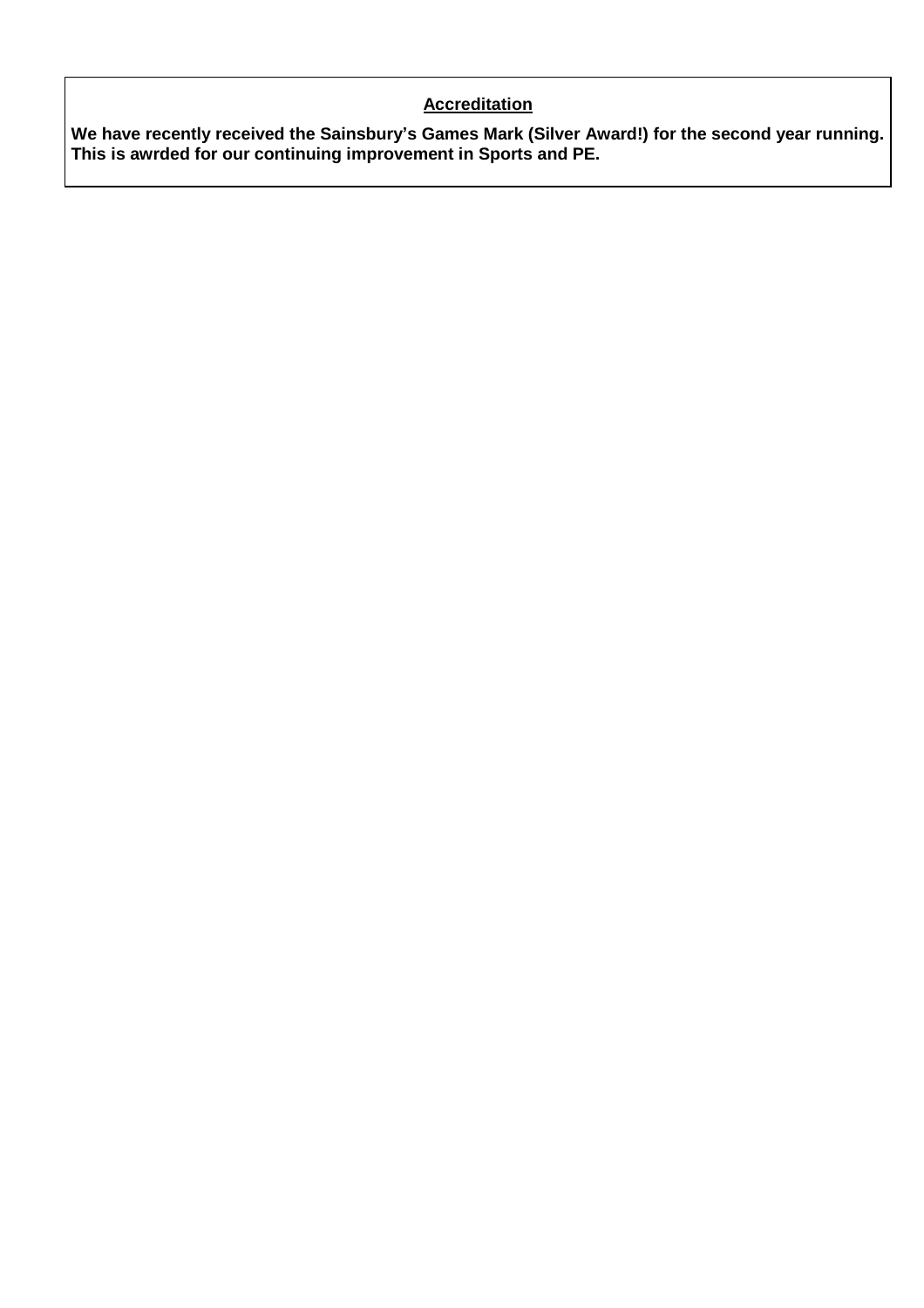**Accreditation**

**We have recently received the Sainsbury's Games Mark (Silver Award!) for the second year running. This is awrded for our continuing improvement in Sports and PE.**